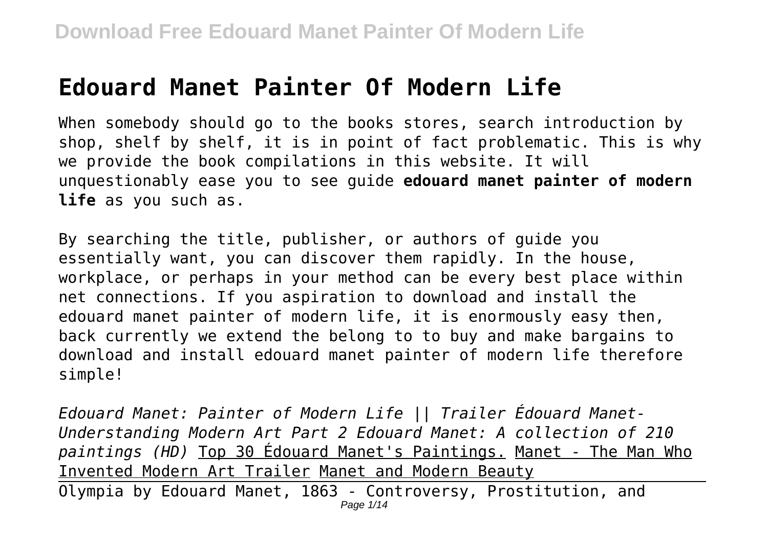# Edouard Manet Painter Of Modern Life

When somebody should go to the books stores, search introduction by shop, shelf by shelf, it is in point of fact problematic. This is why we provide the book compilations in this website. It will unquestionably ease you to see guide **edouard manet painter of modern life** as you such as.

By searching the title, publisher, or authors of guide you essentially want, you can discover them rapidly. In the house, workplace, or perhaps in your method can be every best place within net connections. If you aspiration to download and install the edouard manet painter of modern life, it is enormously easy then, back currently we extend the belong to to buy and make bargains to download and install edouard manet painter of modern life therefore simple!

*Edouard Manet: Painter of Modern Life || Trailer Édouard Manet- Understanding Modern Art Part 2 Edouard Manet: A collection of 210 paintings (HD)* Top 30 Édouard Manet's Paintings. Manet - The Man Who Invented Modern Art Trailer Manet and Modern Beauty

Olympia by Edouard Manet, 1863 - Controversy, Prostitution, and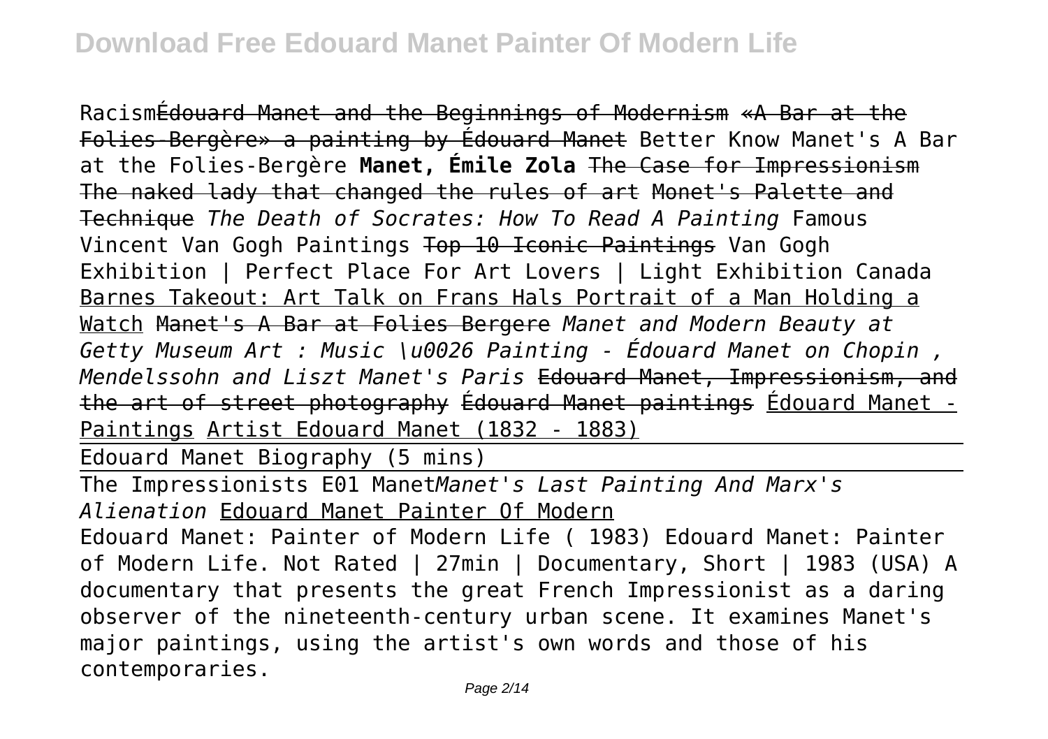RacismÉdouard Manet and the Beginnings of Modernism «A Bar at the Folies-Bergère» a painting by Édouard Manet Better Know Manet's A Bar at the Folies-Bergère **Manet, Émile Zola** The Case for Impressionism The naked lady that changed the rules of art Monet's Palette and Technique *The Death of Socrates: How To Read A Painting* Famous Vincent Van Gogh Paintings Top 10 Iconic Paintings Van Gogh Exhibition | Perfect Place For Art Lovers | Light Exhibition Canada Barnes Takeout: Art Talk on Frans Hals Portrait of a Man Holding a Watch Manet's A Bar at Folies Bergere *Manet and Modern Beauty at Getty Museum Art : Music \u0026 Painting - Édouard Manet on Chopin , Mendelssohn and Liszt Manet's Paris* Edouard Manet, Impressionism, and the art of street photography Édouard Manet paintings Édouard Manet - Paintings Artist Edouard Manet (1832 - 1883)

Edouard Manet Biography (5 mins)

The Impressionists E01 Manet*Manet's Last Painting And Marx's Alienation* Edouard Manet Painter Of Modern

Edouard Manet: Painter of Modern Life ( 1983) Edouard Manet: Painter of Modern Life. Not Rated | 27min | Documentary, Short | 1983 (USA) A documentary that presents the great French Impressionist as a daring observer of the nineteenth-century urban scene. It examines Manet's major paintings, using the artist's own words and those of his contemporaries.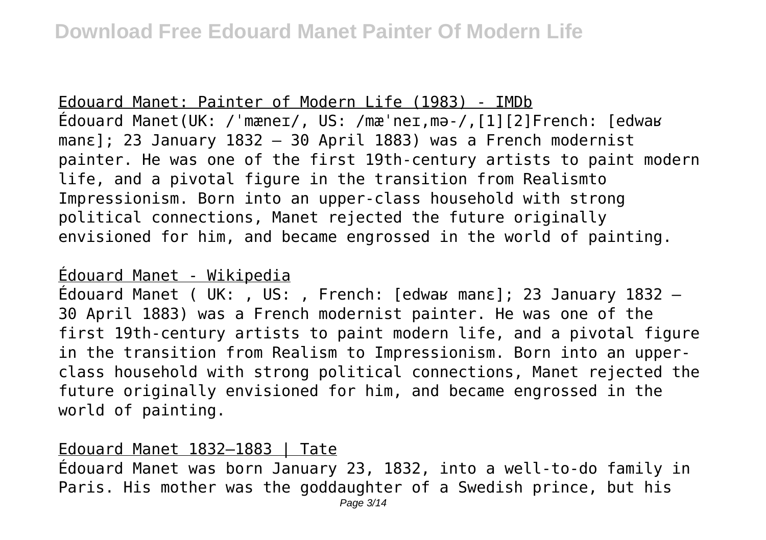Edouard Manet: Painter of Modern Life (1983) - IMDb

Édouard Manet(UK: /ˈmæneɪ/, US: /mæˈneɪ,mə-/,[1][2]French: [edwaʁ manɛ]; 23 January 1832 – 30 April 1883) was a French modernist painter. He was one of the first 19th-century artists to paint modern life, and a pivotal figure in the transition from Realismto Impressionism. Born into an upper-class household with strong political connections, Manet rejected the future originally envisioned for him, and became engrossed in the world of painting.

Édouard Manet - Wikipedia

Édouard Manet ( UK: , US: , French: [edwaʁ manɛ]; 23 January 1832 – 30 April 1883) was a French modernist painter. He was one of the first 19th-century artists to paint modern life, and a pivotal figure in the transition from Realism to Impressionism. Born into an upper-class household with strong political connections, Manet rejected the future originally envisioned for him, and became engrossed in the world of painting.

Edouard Manet 1832–1883 | Tate

Édouard Manet was born January 23, 1832, into a well-to-do family in Paris. His mother was the goddaughter of a Swedish prince, but his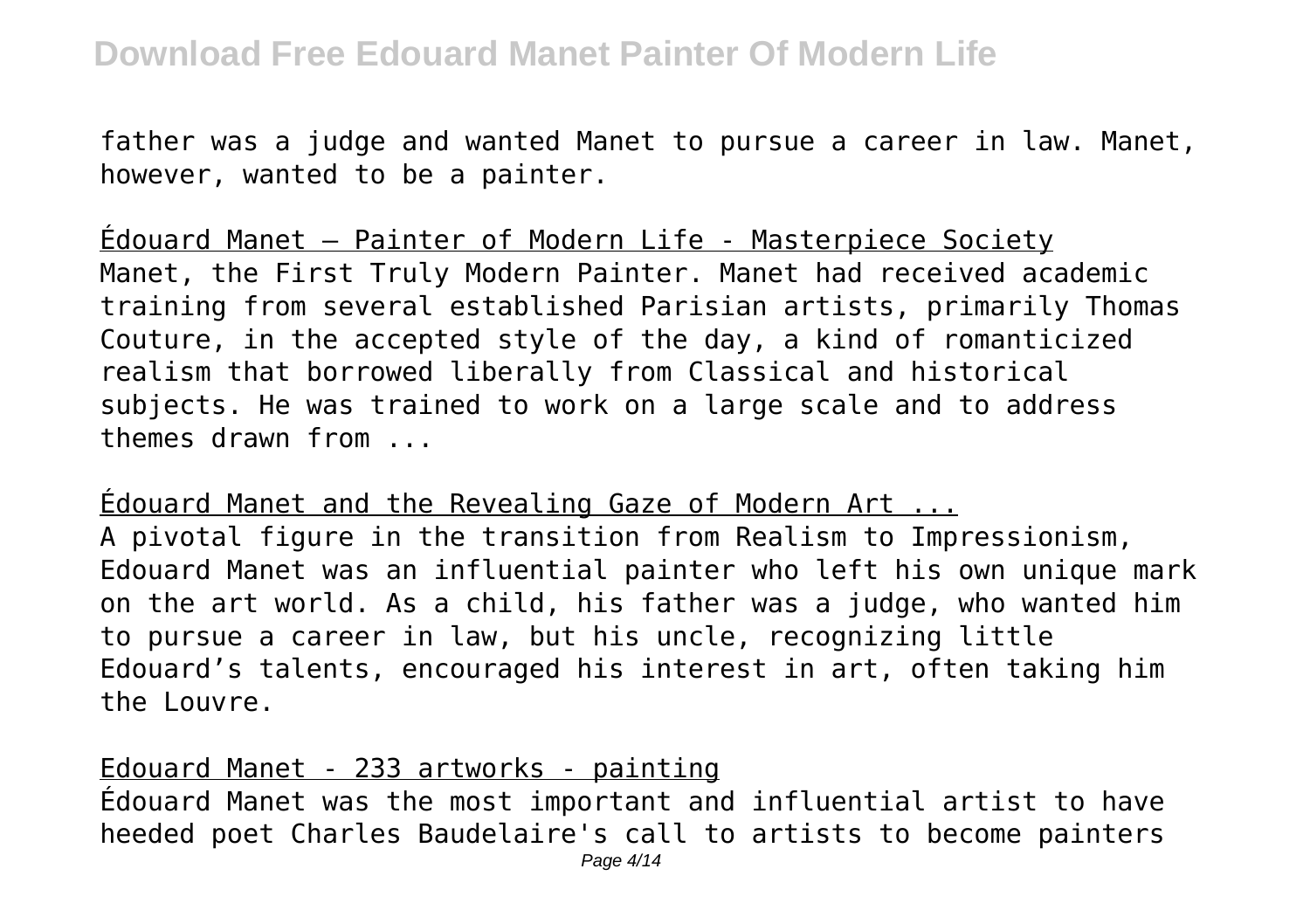father was a judge and wanted Manet to pursue a career in law. Manet, however, wanted to be a painter.

Édouard Manet – Painter of Modern Life - Masterpiece Society

Manet, the First Truly Modern Painter. Manet had received academic training from several established Parisian artists, primarily Thomas Couture, in the accepted style of the day, a kind of romanticized realism that borrowed liberally from Classical and historical subjects. He was trained to work on a large scale and to address themes drawn from ...

Édouard Manet and the Revealing Gaze of Modern Art ...

A pivotal figure in the transition from Realism to Impressionism, Edouard Manet was an influential painter who left his own unique mark on the art world. As a child, his father was a judge, who wanted him to pursue a career in law, but his uncle, recognizing little Edouard's talents, encouraged his interest in art, often taking him the Louvre.

Edouard Manet - 233 artworks - painting

Édouard Manet was the most important and influential artist to have heeded poet Charles Baudelaire's call to artists to become painters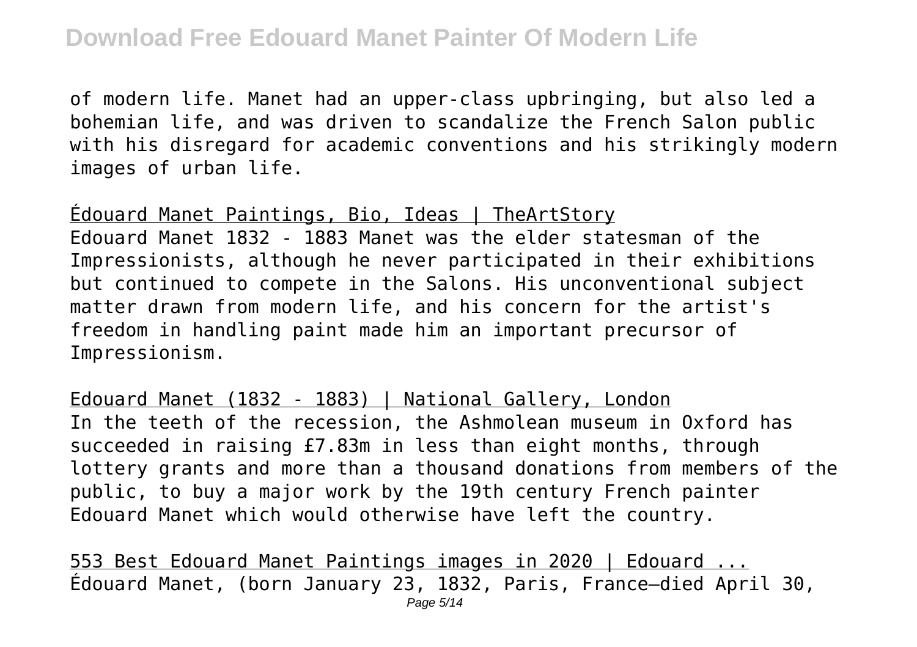of modern life. Manet had an upper-class upbringing, but also led a bohemian life, and was driven to scandalize the French Salon public with his disregard for academic conventions and his strikingly modern images of urban life.

Édouard Manet Paintings, Bio, Ideas | TheArtStory

Edouard Manet 1832 - 1883 Manet was the elder statesman of the Impressionists, although he never participated in their exhibitions but continued to compete in the Salons. His unconventional subject matter drawn from modern life, and his concern for the artist's freedom in handling paint made him an important precursor of Impressionism.

Edouard Manet (1832 - 1883) | National Gallery, London

In the teeth of the recession, the Ashmolean museum in Oxford has succeeded in raising £7.83m in less than eight months, through lottery grants and more than a thousand donations from members of the public, to buy a major work by the 19th century French painter Edouard Manet which would otherwise have left the country.

553 Best Edouard Manet Paintings images in 2020 | Edouard ...

Édouard Manet, (born January 23, 1832, Paris, France—died April 30,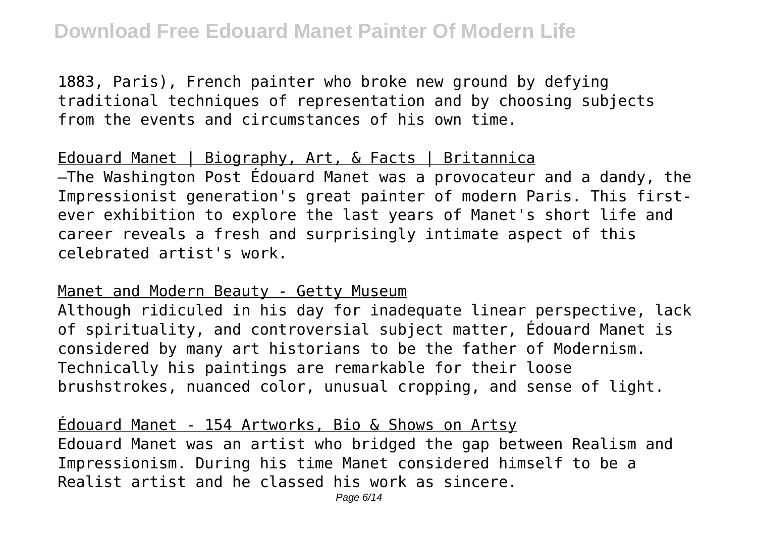1883, Paris), French painter who broke new ground by defying traditional techniques of representation and by choosing subjects from the events and circumstances of his own time.

Edouard Manet | Biography, Art, & Facts | Britannica

—The Washington Post Édouard Manet was a provocateur and a dandy, the Impressionist generation's great painter of modern Paris. This first-ever exhibition to explore the last years of Manet's short life and career reveals a fresh and surprisingly intimate aspect of this celebrated artist's work.

Manet and Modern Beauty - Getty Museum

Although ridiculed in his day for inadequate linear perspective, lack of spirituality, and controversial subject matter, Édouard Manet is considered by many art historians to be the father of Modernism. Technically his paintings are remarkable for their loose brushstrokes, nuanced color, unusual cropping, and sense of light.

Édouard Manet - 154 Artworks, Bio & Shows on Artsy

Edouard Manet was an artist who bridged the gap between Realism and Impressionism. During his time Manet considered himself to be a Realist artist and he classed his work as sincere.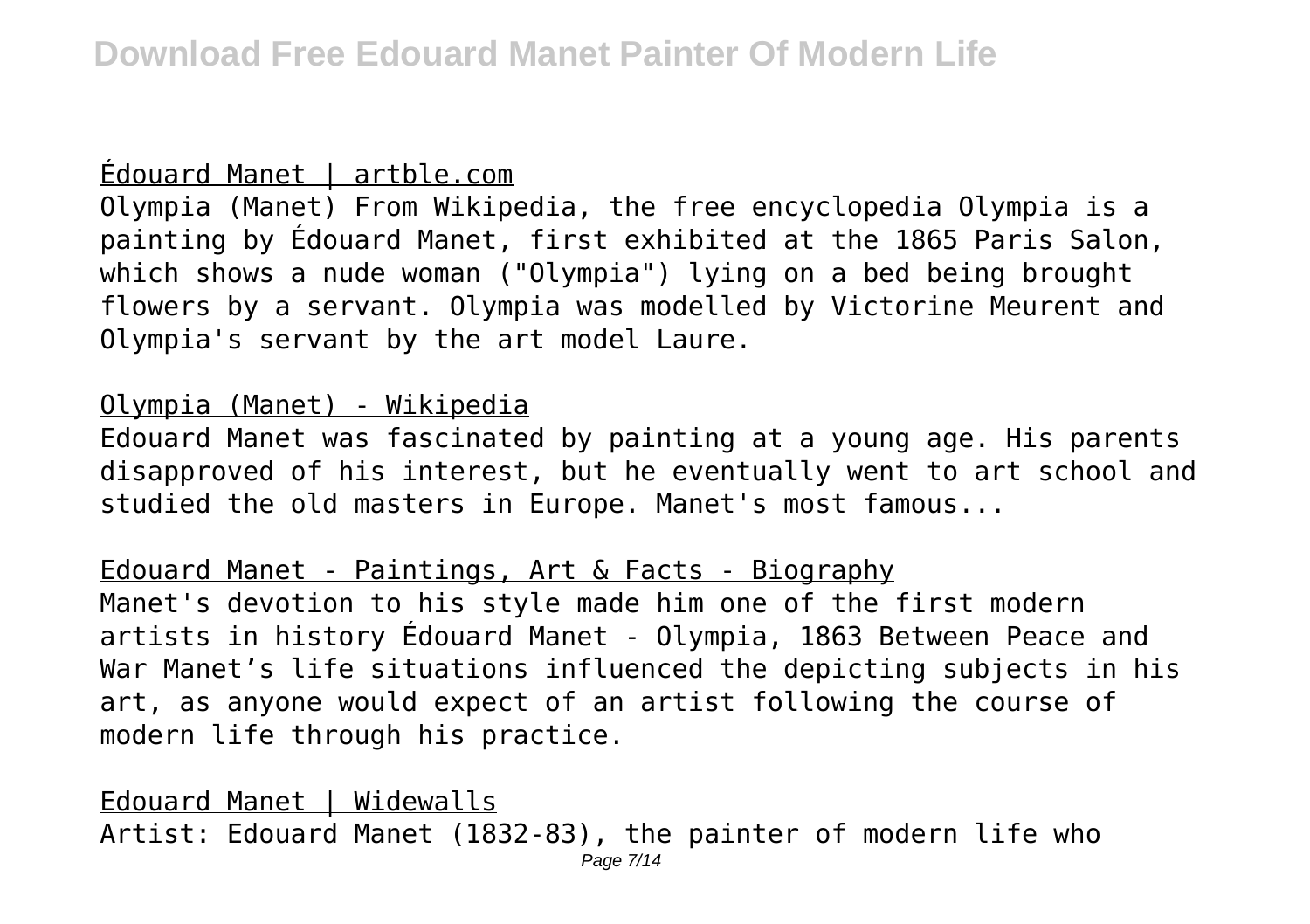Édouard Manet | artble.com

Olympia (Manet) From Wikipedia, the free encyclopedia Olympia is a painting by Édouard Manet, first exhibited at the 1865 Paris Salon, which shows a nude woman ("Olympia") lying on a bed being brought flowers by a servant. Olympia was modelled by Victorine Meurent and Olympia's servant by the art model Laure.

Olympia (Manet) - Wikipedia

Edouard Manet was fascinated by painting at a young age. His parents disapproved of his interest, but he eventually went to art school and studied the old masters in Europe. Manet's most famous...

Edouard Manet - Paintings, Art & Facts - Biography

Manet's devotion to his style made him one of the first modern artists in history Édouard Manet - Olympia, 1863 Between Peace and War Manet's life situations influenced the depicting subjects in his art, as anyone would expect of an artist following the course of modern life through his practice.

Edouard Manet | Widewalls

Artist: Edouard Manet (1832-83), the painter of modern life who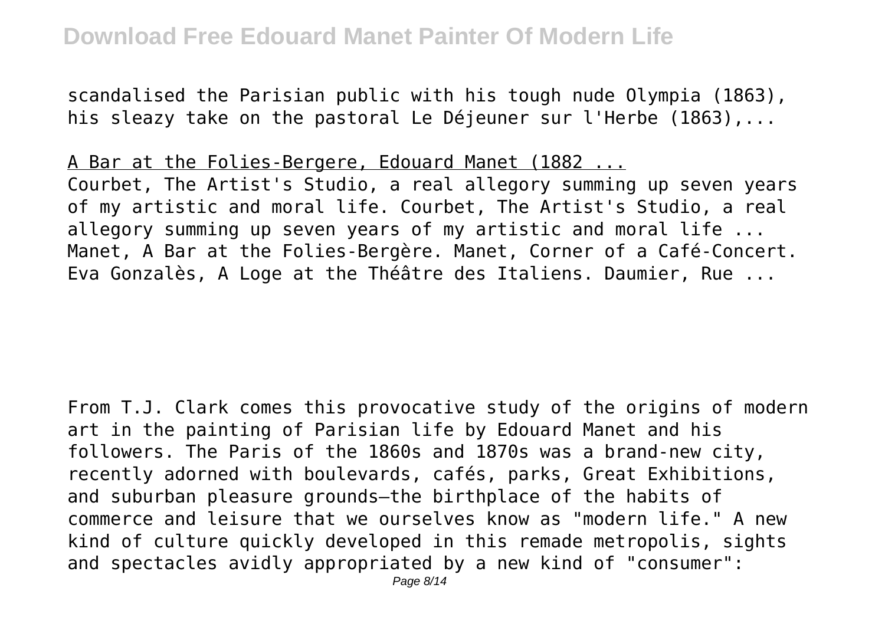scandalised the Parisian public with his tough nude Olympia (1863), his sleazy take on the pastoral Le Déjeuner sur l'Herbe (1863),...

A Bar at the Folies-Bergere, Edouard Manet (1882 ...

Courbet, The Artist's Studio, a real allegory summing up seven years of my artistic and moral life. Courbet, The Artist's Studio, a real allegory summing up seven years of my artistic and moral life ... Manet, A Bar at the Folies-Bergère. Manet, Corner of a Café-Concert. Eva Gonzalès, A Loge at the Théâtre des Italiens. Daumier, Rue ...

From T.J. Clark comes this provocative study of the origins of modern art in the painting of Parisian life by Edouard Manet and his followers. The Paris of the 1860s and 1870s was a brand-new city, recently adorned with boulevards, cafés, parks, Great Exhibitions, and suburban pleasure grounds—the birthplace of the habits of commerce and leisure that we ourselves know as "modern life." A new kind of culture quickly developed in this remade metropolis, sights and spectacles avidly appropriated by a new kind of "consumer":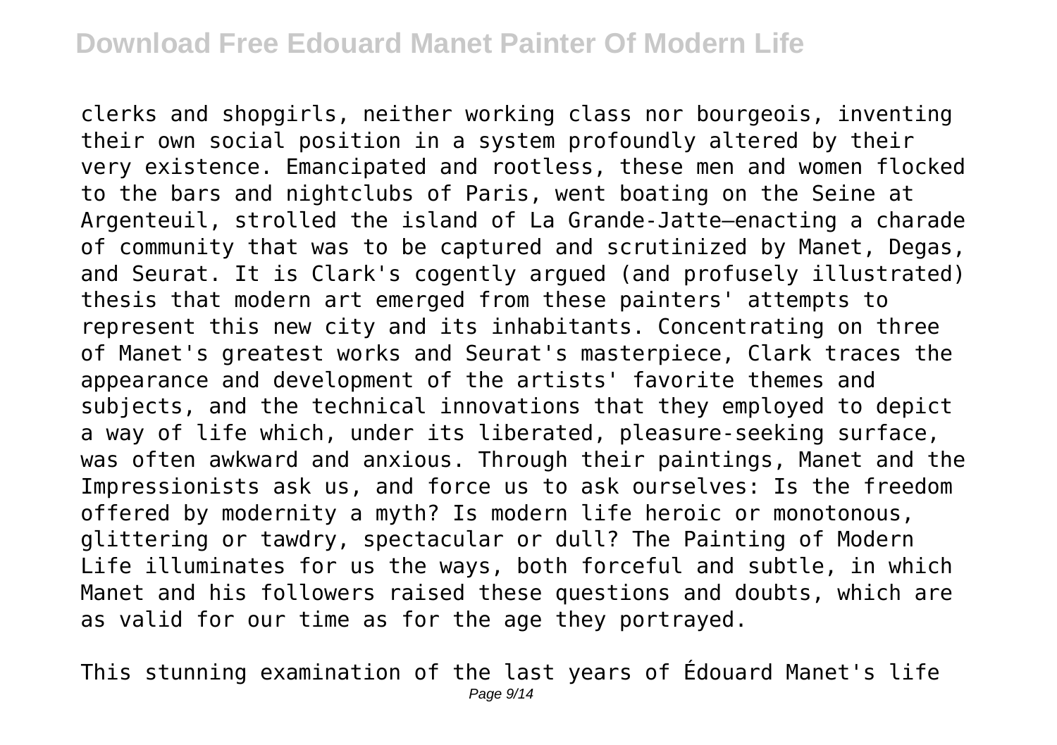clerks and shopgirls, neither working class nor bourgeois, inventing their own social position in a system profoundly altered by their very existence. Emancipated and rootless, these men and women flocked to the bars and nightclubs of Paris, went boating on the Seine at Argenteuil, strolled the island of La Grande-Jatte—enacting a charade of community that was to be captured and scrutinized by Manet, Degas, and Seurat. It is Clark's cogently argued (and profusely illustrated) thesis that modern art emerged from these painters' attempts to represent this new city and its inhabitants. Concentrating on three of Manet's greatest works and Seurat's masterpiece, Clark traces the appearance and development of the artists' favorite themes and subjects, and the technical innovations that they employed to depict a way of life which, under its liberated, pleasure-seeking surface, was often awkward and anxious. Through their paintings, Manet and the Impressionists ask us, and force us to ask ourselves: Is the freedom offered by modernity a myth? Is modern life heroic or monotonous, glittering or tawdry, spectacular or dull? The Painting of Modern Life illuminates for us the ways, both forceful and subtle, in which Manet and his followers raised these questions and doubts, which are as valid for our time as for the age they portrayed.

This stunning examination of the last years of Édouard Manet's life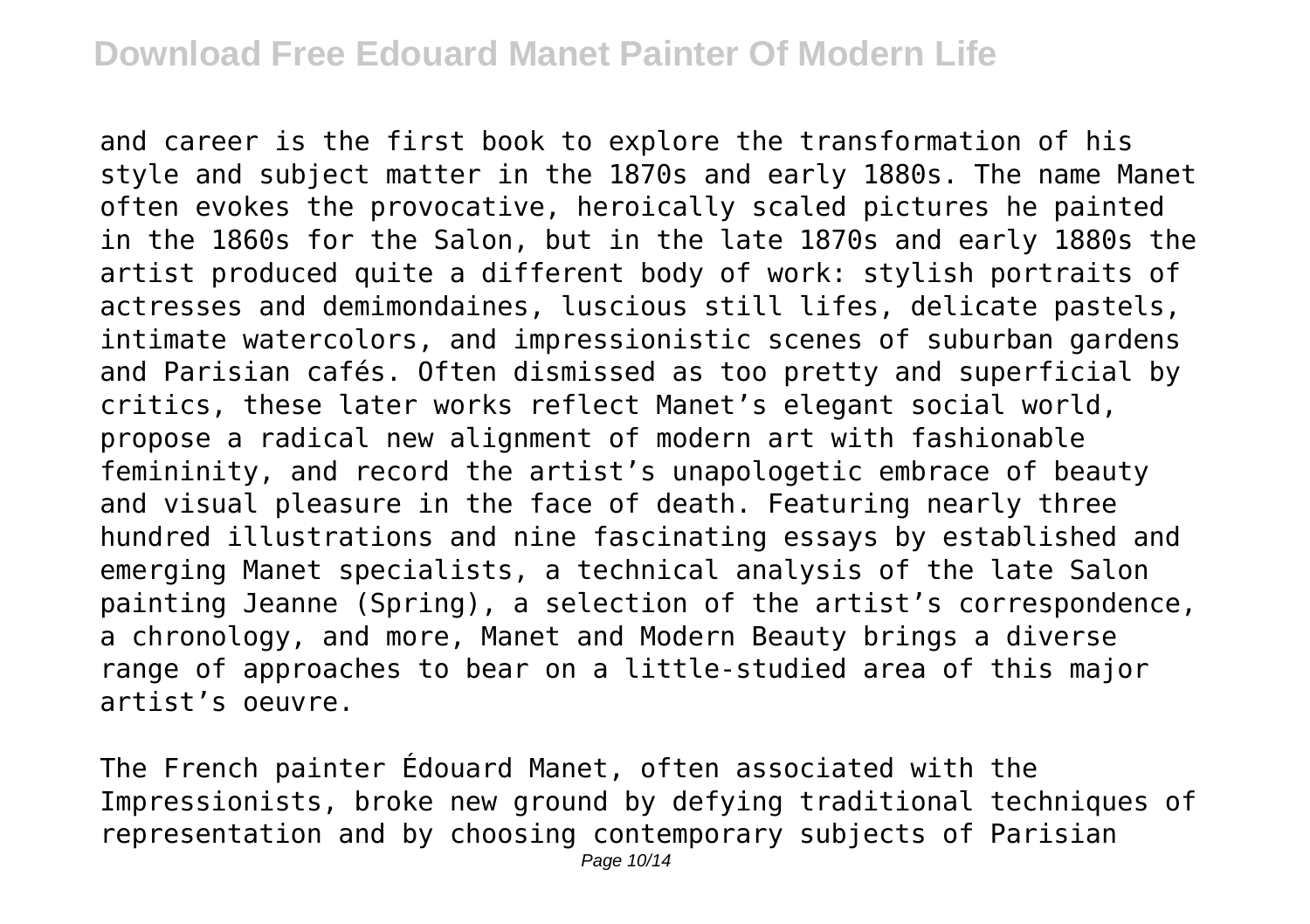and career is the first book to explore the transformation of his style and subject matter in the 1870s and early 1880s. The name Manet often evokes the provocative, heroically scaled pictures he painted in the 1860s for the Salon, but in the late 1870s and early 1880s the artist produced quite a different body of work: stylish portraits of actresses and demimondaines, luscious still lifes, delicate pastels, intimate watercolors, and impressionistic scenes of suburban gardens and Parisian cafés. Often dismissed as too pretty and superficial by critics, these later works reflect Manet's elegant social world, propose a radical new alignment of modern art with fashionable femininity, and record the artist's unapologetic embrace of beauty and visual pleasure in the face of death. Featuring nearly three hundred illustrations and nine fascinating essays by established and emerging Manet specialists, a technical analysis of the late Salon painting Jeanne (Spring), a selection of the artist's correspondence, a chronology, and more, Manet and Modern Beauty brings a diverse range of approaches to bear on a little-studied area of this major artist's oeuvre.

The French painter Édouard Manet, often associated with the Impressionists, broke new ground by defying traditional techniques of representation and by choosing contemporary subjects of Parisian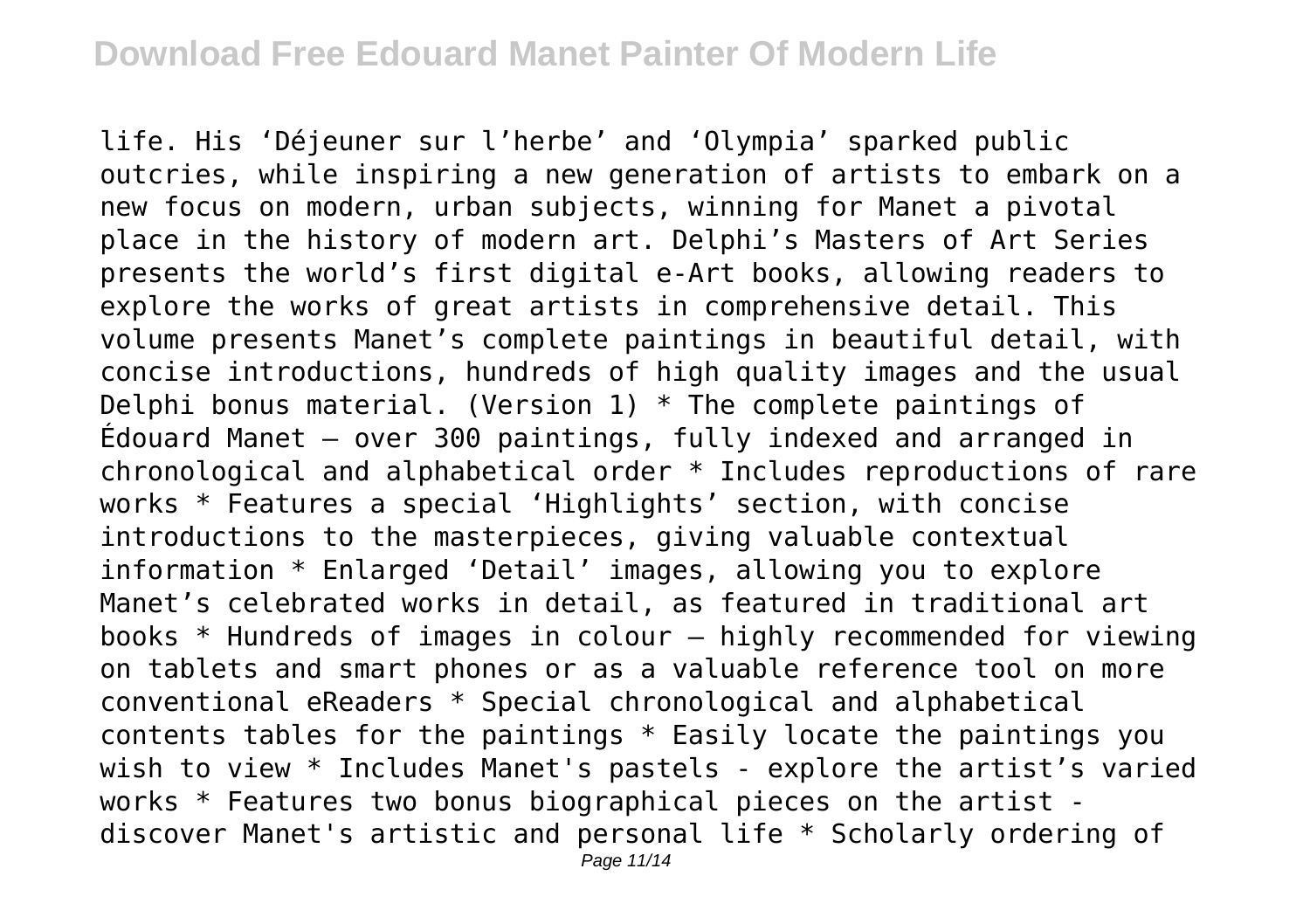life. His ‘Déjeuner sur l’herbe’ and ‘Olympia’ sparked public outcries, while inspiring a new generation of artists to embark on a new focus on modern, urban subjects, winning for Manet a pivotal place in the history of modern art. Delphi’s Masters of Art Series presents the world’s first digital e-Art books, allowing readers to explore the works of great artists in comprehensive detail. This volume presents Manet’s complete paintings in beautiful detail, with concise introductions, hundreds of high quality images and the usual Delphi bonus material. (Version 1) * The complete paintings of Édouard Manet – over 300 paintings, fully indexed and arranged in chronological and alphabetical order * Includes reproductions of rare works * Features a special ‘Highlights’ section, with concise introductions to the masterpieces, giving valuable contextual information * Enlarged ‘Detail’ images, allowing you to explore Manet’s celebrated works in detail, as featured in traditional art books * Hundreds of images in colour – highly recommended for viewing on tablets and smart phones or as a valuable reference tool on more conventional eReaders * Special chronological and alphabetical contents tables for the paintings * Easily locate the paintings you wish to view * Includes Manet's pastels - explore the artist’s varied works * Features two bonus biographical pieces on the artist - discover Manet's artistic and personal life * Scholarly ordering of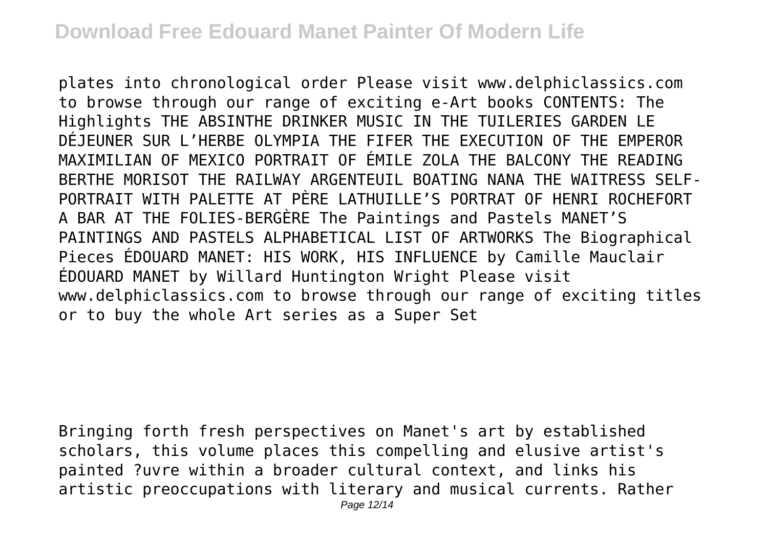plates into chronological order Please visit www.delphiclassics.com to browse through our range of exciting e-Art books CONTENTS: The Highlights THE ABSINTHE DRINKER MUSIC IN THE TUILERIES GARDEN LE DÉJEUNER SUR L'HERBE OLYMPIA THE FIFER THE EXECUTION OF THE EMPEROR MAXIMILIAN OF MEXICO PORTRAIT OF ÉMILE ZOLA THE BALCONY THE READING BERTHE MORISOT THE RAILWAY ARGENTEUIL BOATING NANA THE WAITRESS SELF-PORTRAIT WITH PALETTE AT PÈRE LATHUILLE'S PORTRAT OF HENRI ROCHEFORT A BAR AT THE FOLIES-BERGÈRE The Paintings and Pastels MANET'S PAINTINGS AND PASTELS ALPHABETICAL LIST OF ARTWORKS The Biographical Pieces ÉDOUARD MANET: HIS WORK, HIS INFLUENCE by Camille Mauclair ÉDOUARD MANET by Willard Huntington Wright Please visit www.delphiclassics.com to browse through our range of exciting titles or to buy the whole Art series as a Super Set

Bringing forth fresh perspectives on Manet's art by established scholars, this volume places this compelling and elusive artist's painted ?uvre within a broader cultural context, and links his artistic preoccupations with literary and musical currents. Rather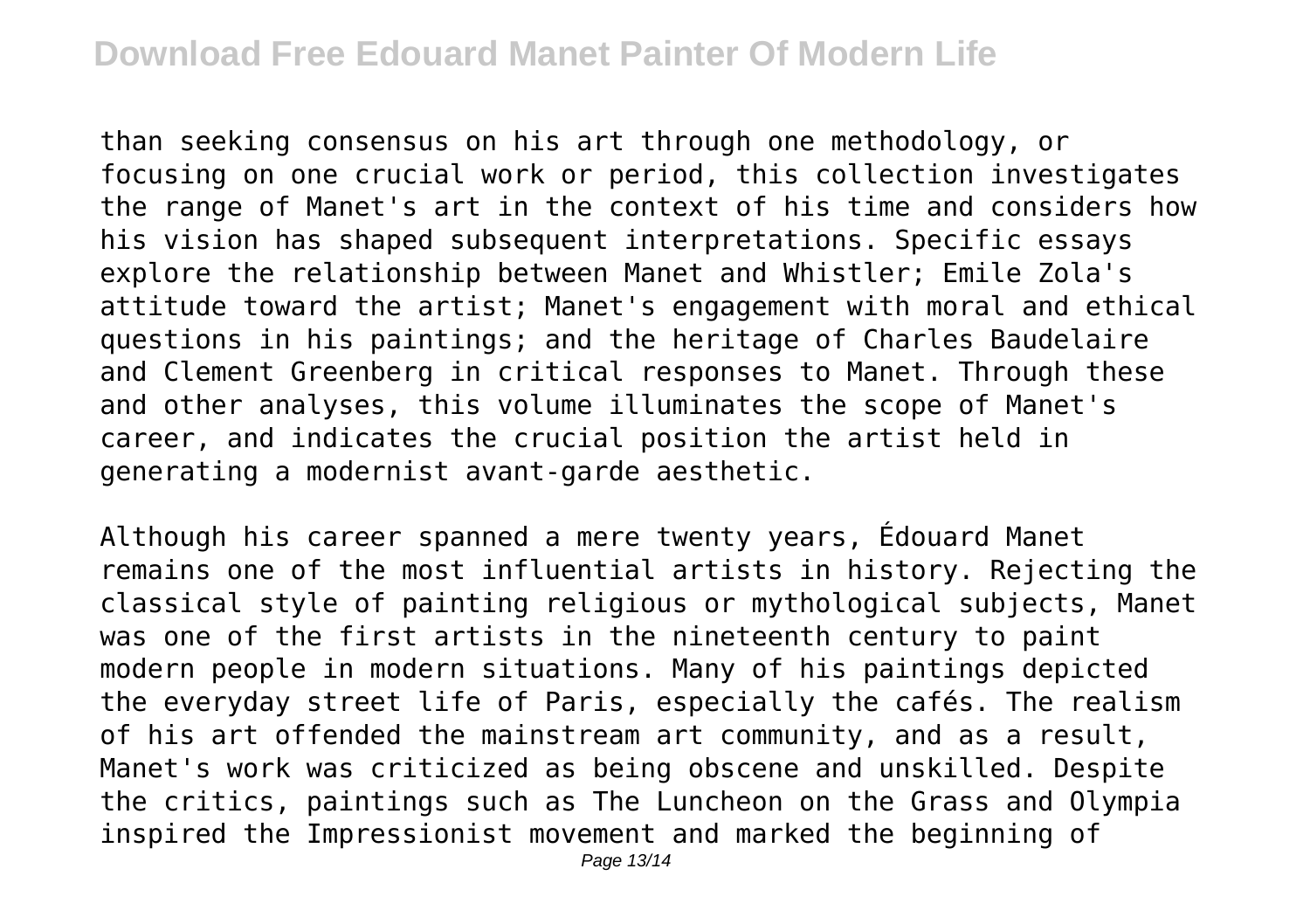than seeking consensus on his art through one methodology, or focusing on one crucial work or period, this collection investigates the range of Manet's art in the context of his time and considers how his vision has shaped subsequent interpretations. Specific essays explore the relationship between Manet and Whistler; Emile Zola's attitude toward the artist; Manet's engagement with moral and ethical questions in his paintings; and the heritage of Charles Baudelaire and Clement Greenberg in critical responses to Manet. Through these and other analyses, this volume illuminates the scope of Manet's career, and indicates the crucial position the artist held in generating a modernist avant-garde aesthetic.

Although his career spanned a mere twenty years, Édouard Manet remains one of the most influential artists in history. Rejecting the classical style of painting religious or mythological subjects, Manet was one of the first artists in the nineteenth century to paint modern people in modern situations. Many of his paintings depicted the everyday street life of Paris, especially the cafés. The realism of his art offended the mainstream art community, and as a result, Manet's work was criticized as being obscene and unskilled. Despite the critics, paintings such as The Luncheon on the Grass and Olympia inspired the Impressionist movement and marked the beginning of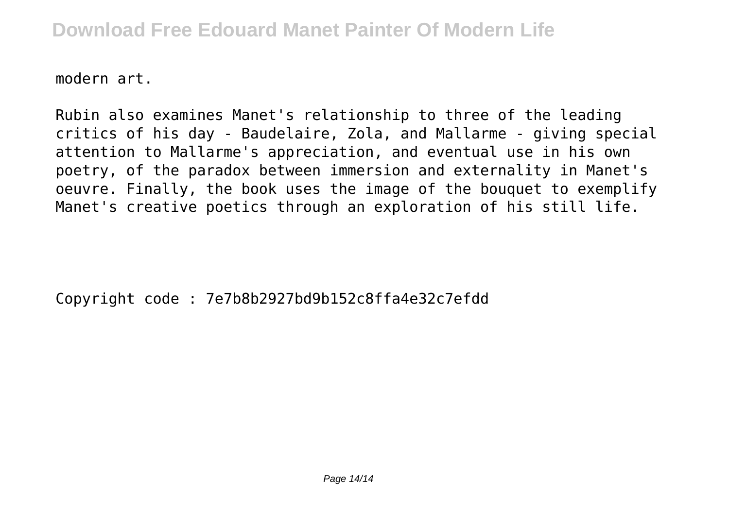modern art.

Rubin also examines Manet's relationship to three of the leading critics of his day - Baudelaire, Zola, and Mallarme - giving special attention to Mallarme's appreciation, and eventual use in his own poetry, of the paradox between immersion and externality in Manet's oeuvre. Finally, the book uses the image of the bouquet to exemplify Manet's creative poetics through an exploration of his still life.

Copyright code : 7e7b8b2927bd9b152c8ffa4e32c7efdd